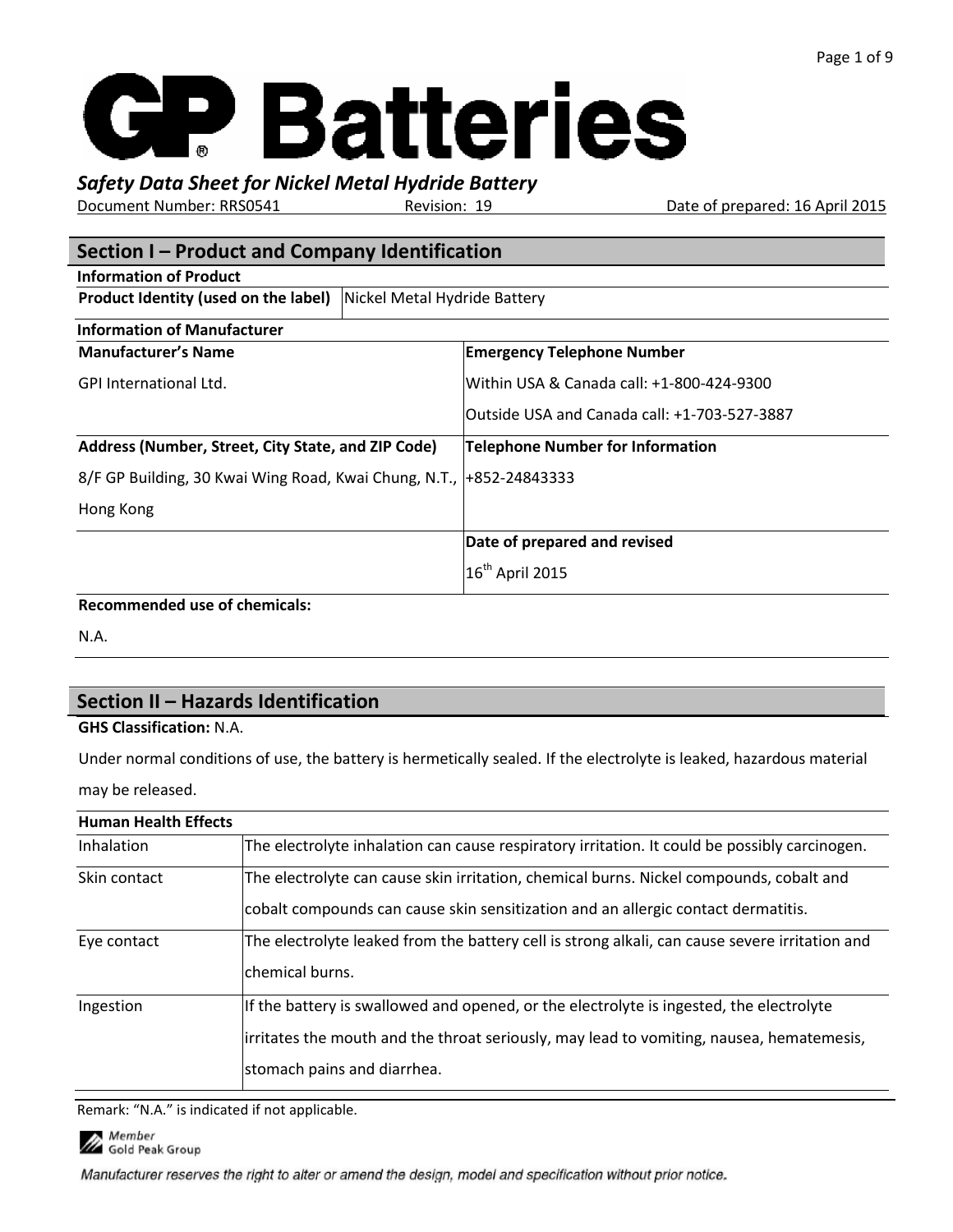# GP Batteries

*Safety Data Sheet for Nickel Metal Hydride Battery*

Document Number: RRS0541 Revision: 19 Date of prepared: 16 April 2015

## Section I – Product and Company Identification

**Information of Product**

| **Product Identity (used on the label)** | Nickel Metal Hydride Battery |
|---|---|

**Information of Manufacturer**

| **Manufacturer's Name** | **Emergency Telephone Number** |
|---|---|
| GPI International Ltd. | Within USA & Canada call: +1-800-424-9300<br>Outside USA and Canada call: +1-703-527-3887 |
| **Address (Number, Street, City State, and ZIP Code)** | **Telephone Number for Information** |
| 8/F GP Building, 30 Kwai Wing Road, Kwai Chung, N.T., Hong Kong | +852-24843333 |
| | **Date of prepared and revised** |
| | 16th April 2015 |

**Recommended use of chemicals:**

N.A.

## Section II – Hazards Identification

**GHS Classification:** N.A.

Under normal conditions of use, the battery is hermetically sealed. If the electrolyte is leaked, hazardous material may be released.

| **Human Health Effects** | |
|---|---|
| Inhalation | The electrolyte inhalation can cause respiratory irritation. It could be possibly carcinogen. |
| Skin contact | The electrolyte can cause skin irritation, chemical burns. Nickel compounds, cobalt and cobalt compounds can cause skin sensitization and an allergic contact dermatitis. |
| Eye contact | The electrolyte leaked from the battery cell is strong alkali, can cause severe irritation and chemical burns. |
| Ingestion | If the battery is swallowed and opened, or the electrolyte is ingested, the electrolyte irritates the mouth and the throat seriously, may lead to vomiting, nausea, hematemesis, stomach pains and diarrhea. |

Remark: "N.A." is indicated if not applicable.

Member Gold Peak Group

Manufacturer reserves the right to alter or amend the design, model and specification without prior notice.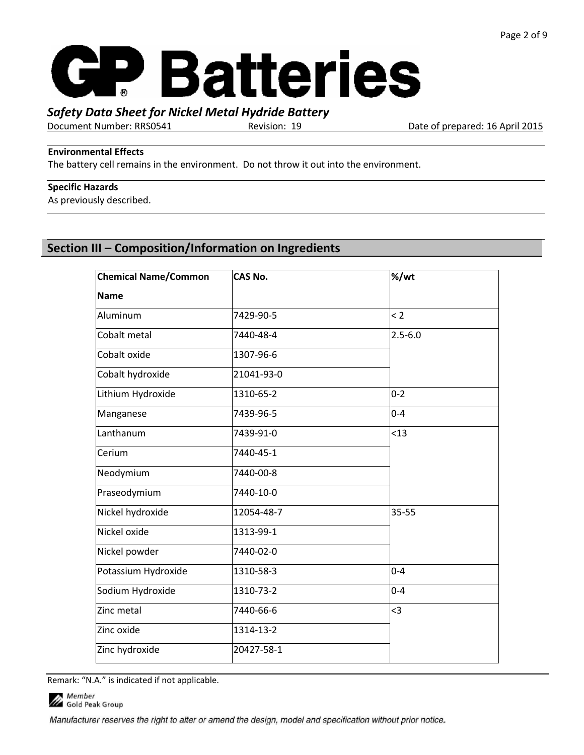**Environmental Effects**

The battery cell remains in the environment. Do not throw it out into the environment.

**Specific Hazards**

As previously described.

## Section III – Composition/Information on Ingredients

| Chemical Name/Common Name | CAS No. | %/wt |
|---|---|---|
| Aluminum | 7429-90-5 | < 2 |
| Cobalt metal | 7440-48-4 | 2.5-6.0 |
| Cobalt oxide | 1307-96-6 | |
| Cobalt hydroxide | 21041-93-0 | |
| Lithium Hydroxide | 1310-65-2 | 0-2 |
| Manganese | 7439-96-5 | 0-4 |
| Lanthanum | 7439-91-0 | <13 |
| Cerium | 7440-45-1 | |
| Neodymium | 7440-00-8 | |
| Praseodymium | 7440-10-0 | |
| Nickel hydroxide | 12054-48-7 | 35-55 |
| Nickel oxide | 1313-99-1 | |
| Nickel powder | 7440-02-0 | |
| Potassium Hydroxide | 1310-58-3 | 0-4 |
| Sodium Hydroxide | 1310-73-2 | 0-4 |
| Zinc metal | 7440-66-6 | <3 |
| Zinc oxide | 1314-13-2 | |
| Zinc hydroxide | 20427-58-1 | |

Remark: "N.A." is indicated if not applicable.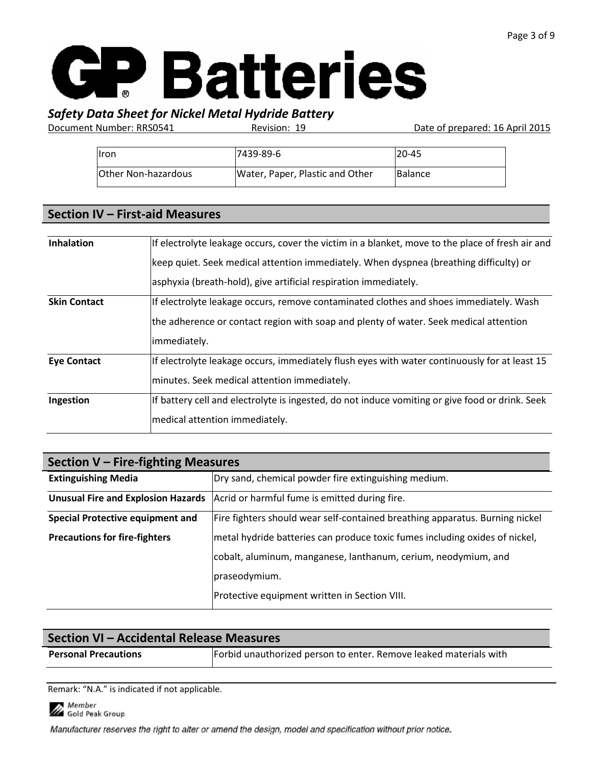| Iron | 7439-89-6 | 20-45 |
|---|---|---|
| Other Non-hazardous | Water, Paper, Plastic and Other | Balance |

## Section IV – First-aid Measures

| | |
|---|---|
| **Inhalation** | If electrolyte leakage occurs, cover the victim in a blanket, move to the place of fresh air and keep quiet. Seek medical attention immediately. When dyspnea (breathing difficulty) or asphyxia (breath-hold), give artificial respiration immediately. |
| **Skin Contact** | If electrolyte leakage occurs, remove contaminated clothes and shoes immediately. Wash the adherence or contact region with soap and plenty of water. Seek medical attention immediately. |
| **Eye Contact** | If electrolyte leakage occurs, immediately flush eyes with water continuously for at least 15 minutes. Seek medical attention immediately. |
| **Ingestion** | If battery cell and electrolyte is ingested, do not induce vomiting or give food or drink. Seek medical attention immediately. |

## Section V – Fire-fighting Measures

| | |
|---|---|
| **Extinguishing Media** | Dry sand, chemical powder fire extinguishing medium. |
| **Unusual Fire and Explosion Hazards** | Acrid or harmful fume is emitted during fire. |
| **Special Protective equipment and Precautions for fire-fighters** | Fire fighters should wear self-contained breathing apparatus. Burning nickel metal hydride batteries can produce toxic fumes including oxides of nickel, cobalt, aluminum, manganese, lanthanum, cerium, neodymium, and praseodymium.<br>Protective equipment written in Section VIII. |

## Section VI – Accidental Release Measures

| | |
|---|---|
| **Personal Precautions** | Forbid unauthorized person to enter. Remove leaked materials with |

Remark: "N.A." is indicated if not applicable.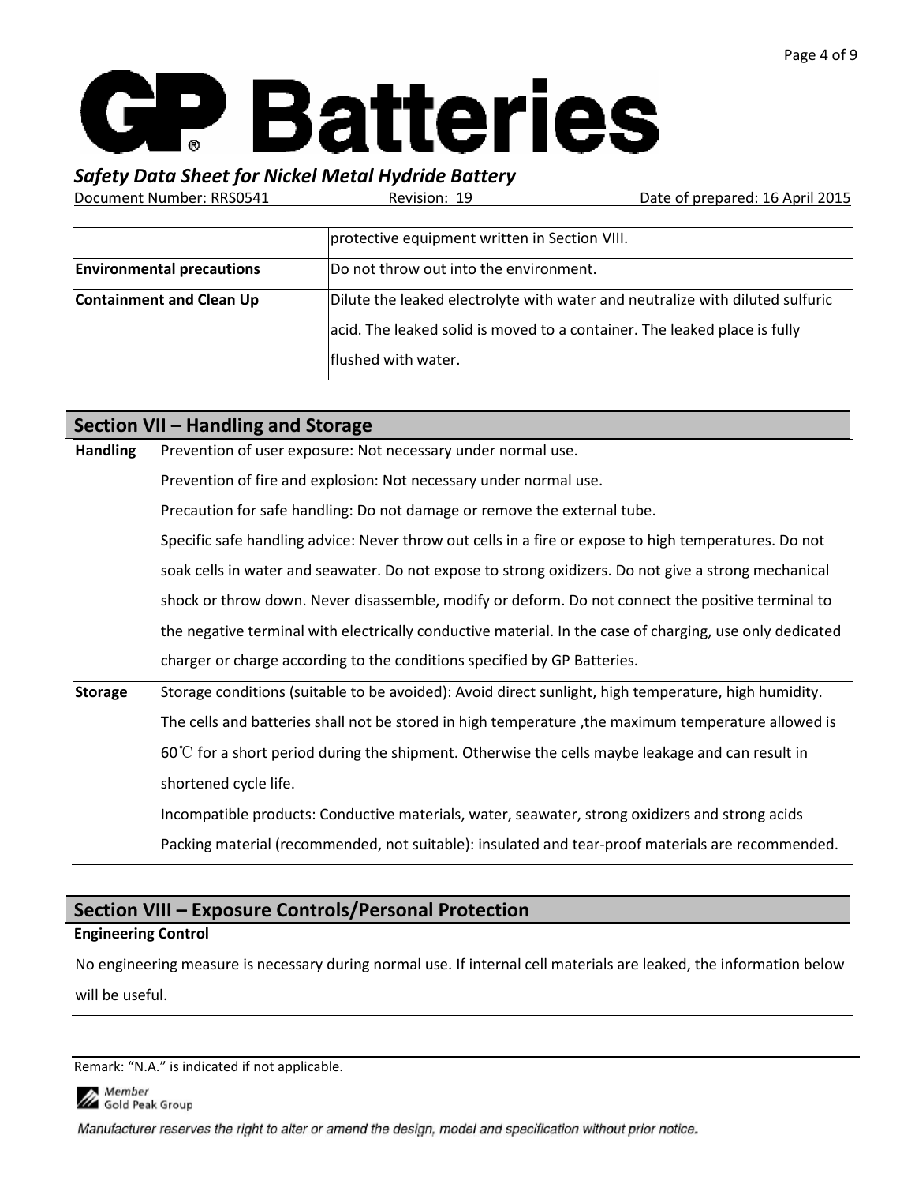| | |
|---|---|
| | protective equipment written in Section VIII. |
| **Environmental precautions** | Do not throw out into the environment. |
| **Containment and Clean Up** | Dilute the leaked electrolyte with water and neutralize with diluted sulfuric acid. The leaked solid is moved to a container. The leaked place is fully flushed with water. |

## Section VII – Handling and Storage

| | |
|---|---|
| **Handling** | Prevention of user exposure: Not necessary under normal use.<br>Prevention of fire and explosion: Not necessary under normal use.<br>Precaution for safe handling: Do not damage or remove the external tube.<br>Specific safe handling advice: Never throw out cells in a fire or expose to high temperatures. Do not soak cells in water and seawater. Do not expose to strong oxidizers. Do not give a strong mechanical shock or throw down. Never disassemble, modify or deform. Do not connect the positive terminal to the negative terminal with electrically conductive material. In the case of charging, use only dedicated charger or charge according to the conditions specified by GP Batteries. |
| **Storage** | Storage conditions (suitable to be avoided): Avoid direct sunlight, high temperature, high humidity. The cells and batteries shall not be stored in high temperature ,the maximum temperature allowed is 60℃ for a short period during the shipment. Otherwise the cells maybe leakage and can result in shortened cycle life.<br>Incompatible products: Conductive materials, water, seawater, strong oxidizers and strong acids<br>Packing material (recommended, not suitable): insulated and tear-proof materials are recommended. |

## Section VIII – Exposure Controls/Personal Protection

**Engineering Control**

No engineering measure is necessary during normal use. If internal cell materials are leaked, the information below will be useful.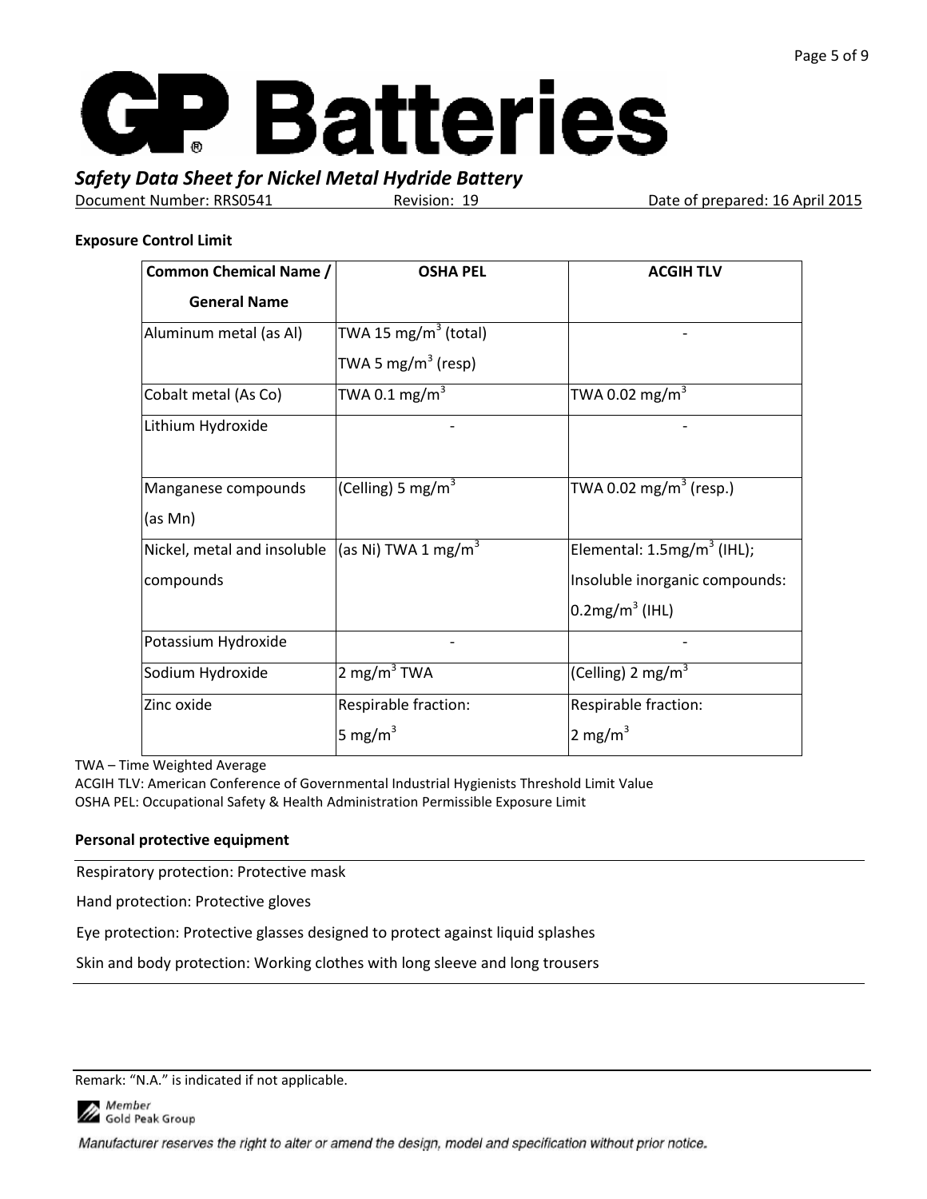**Exposure Control Limit**

| Common Chemical Name / General Name | OSHA PEL | ACGIH TLV |
|---|---|---|
| Aluminum metal (as Al) | TWA 15 mg/m$^3$ (total)<br>TWA 5 mg/m$^3$ (resp) | - |
| Cobalt metal (As Co) | TWA 0.1 mg/m$^3$ | TWA 0.02 mg/m$^3$ |
| Lithium Hydroxide | - | - |
| Manganese compounds (as Mn) | (Celling) 5 mg/m$^3$ | TWA 0.02 mg/m$^3$ (resp.) |
| Nickel, metal and insoluble compounds | (as Ni) TWA 1 mg/m$^3$ | Elemental: 1.5mg/m$^3$ (IHL);<br>Insoluble inorganic compounds: 0.2mg/m$^3$ (IHL) |
| Potassium Hydroxide | - | - |
| Sodium Hydroxide | 2 mg/m$^3$ TWA | (Celling) 2 mg/m$^3$ |
| Zinc oxide | Respirable fraction:<br>5 mg/m$^3$ | Respirable fraction:<br>2 mg/m$^3$ |

TWA – Time Weighted Average
ACGIH TLV: American Conference of Governmental Industrial Hygienists Threshold Limit Value
OSHA PEL: Occupational Safety & Health Administration Permissible Exposure Limit

**Personal protective equipment**

Respiratory protection: Protective mask

Hand protection: Protective gloves

Eye protection: Protective glasses designed to protect against liquid splashes

Skin and body protection: Working clothes with long sleeve and long trousers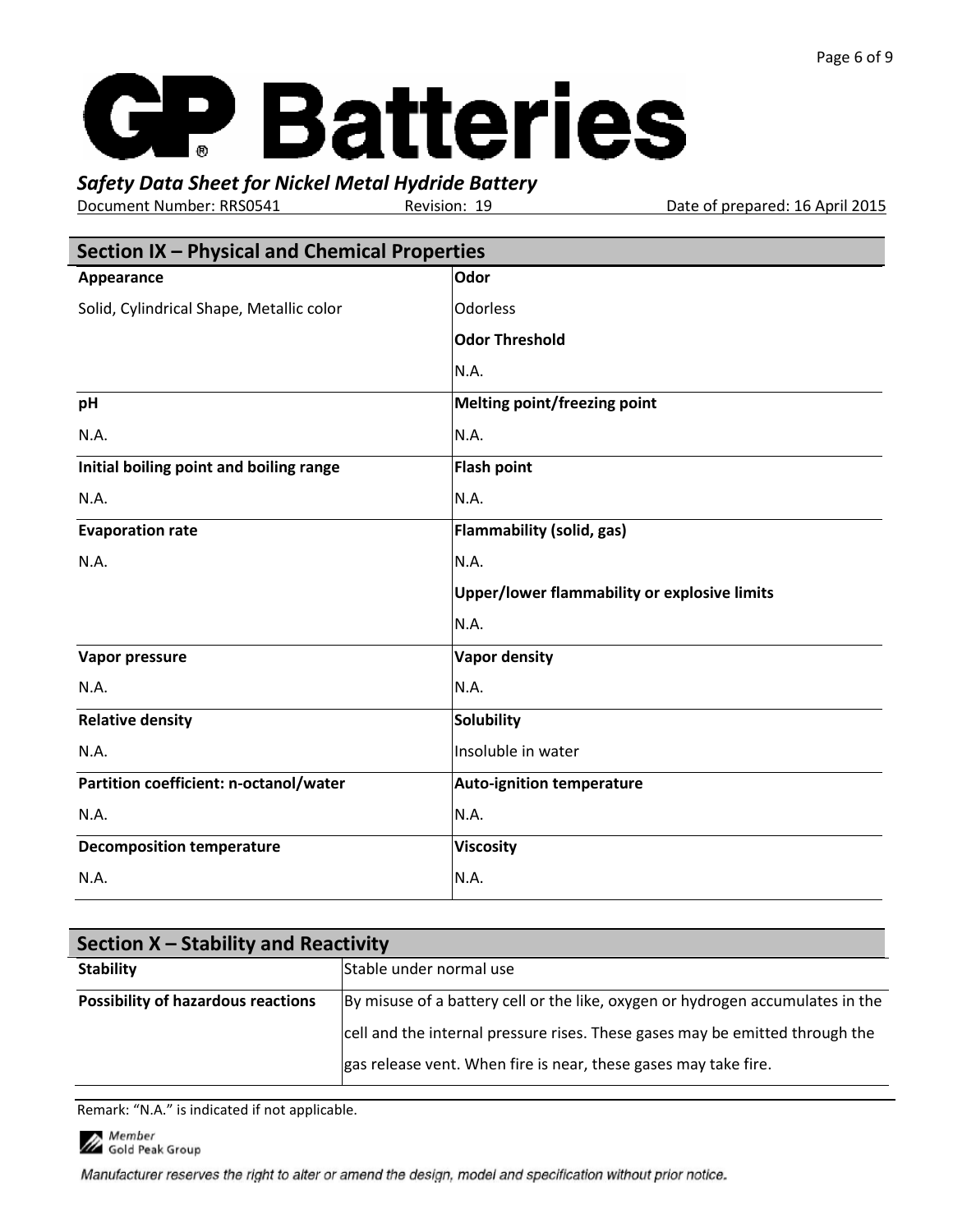## Section IX – Physical and Chemical Properties

| Property | Value | Property | Value |
|---|---|---|---|
| **Appearance** | Solid, Cylindrical Shape, Metallic color | **Odor** | Odorless |
| | | **Odor Threshold** | N.A. |
| **pH** | N.A. | **Melting point/freezing point** | N.A. |
| **Initial boiling point and boiling range** | N.A. | **Flash point** | N.A. |
| **Evaporation rate** | N.A. | **Flammability (solid, gas)** | N.A. |
| | | **Upper/lower flammability or explosive limits** | N.A. |
| **Vapor pressure** | N.A. | **Vapor density** | N.A. |
| **Relative density** | N.A. | **Solubility** | Insoluble in water |
| **Partition coefficient: n-octanol/water** | N.A. | **Auto-ignition temperature** | N.A. |
| **Decomposition temperature** | N.A. | **Viscosity** | N.A. |

## Section X – Stability and Reactivity

| | |
|---|---|
| **Stability** | Stable under normal use |
| **Possibility of hazardous reactions** | By misuse of a battery cell or the like, oxygen or hydrogen accumulates in the cell and the internal pressure rises. These gases may be emitted through the gas release vent. When fire is near, these gases may take fire. |

Remark: "N.A." is indicated if not applicable.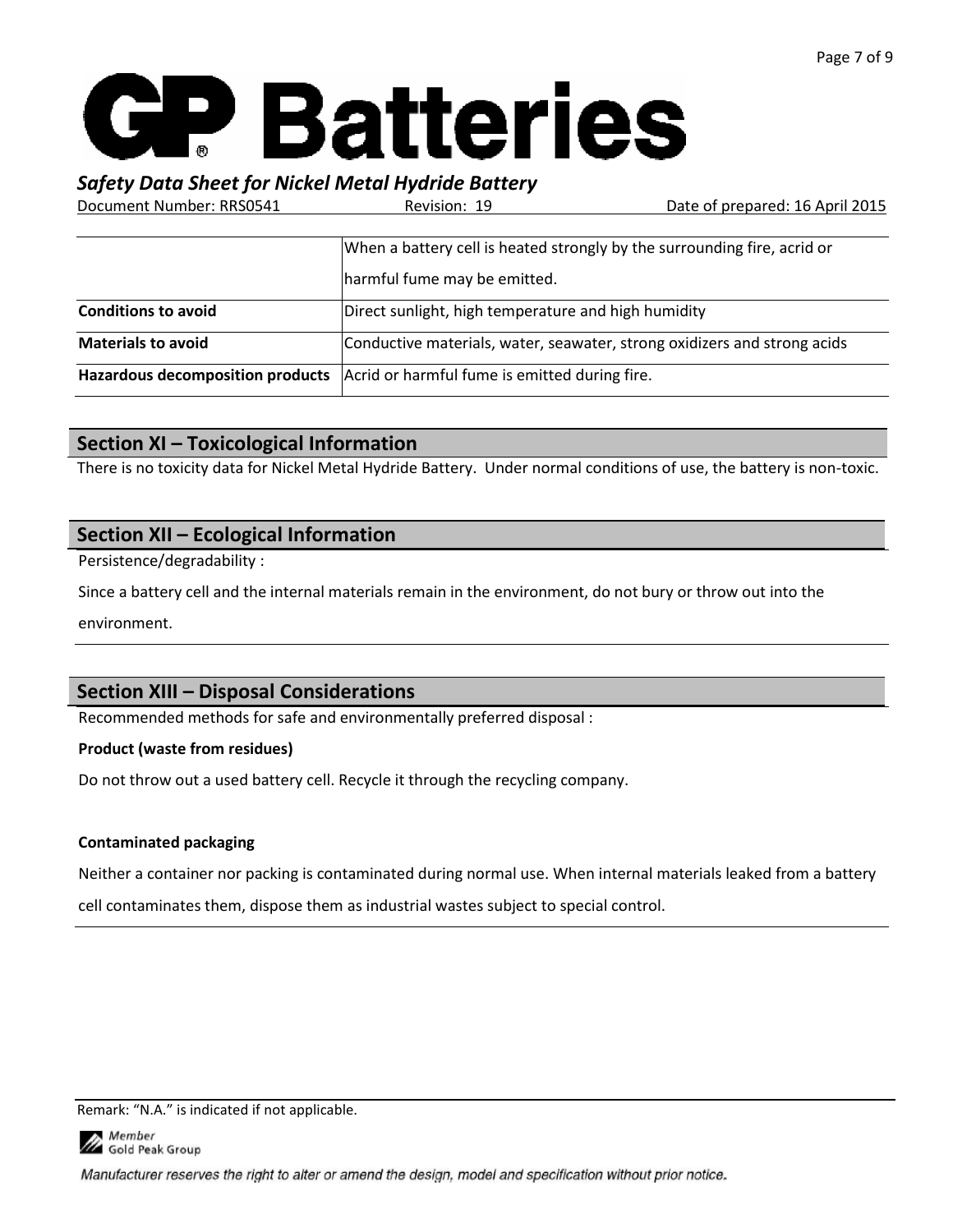| | |
|---|---|
| | When a battery cell is heated strongly by the surrounding fire, acrid or harmful fume may be emitted. |
| **Conditions to avoid** | Direct sunlight, high temperature and high humidity |
| **Materials to avoid** | Conductive materials, water, seawater, strong oxidizers and strong acids |
| **Hazardous decomposition products** | Acrid or harmful fume is emitted during fire. |

## Section XI – Toxicological Information

There is no toxicity data for Nickel Metal Hydride Battery. Under normal conditions of use, the battery is non-toxic.

## Section XII – Ecological Information

Persistence/degradability :

Since a battery cell and the internal materials remain in the environment, do not bury or throw out into the environment.

## Section XIII – Disposal Considerations

Recommended methods for safe and environmentally preferred disposal :

**Product (waste from residues)**

Do not throw out a used battery cell. Recycle it through the recycling company.

**Contaminated packaging**

Neither a container nor packing is contaminated during normal use. When internal materials leaked from a battery cell contaminates them, dispose them as industrial wastes subject to special control.

Remark: "N.A." is indicated if not applicable.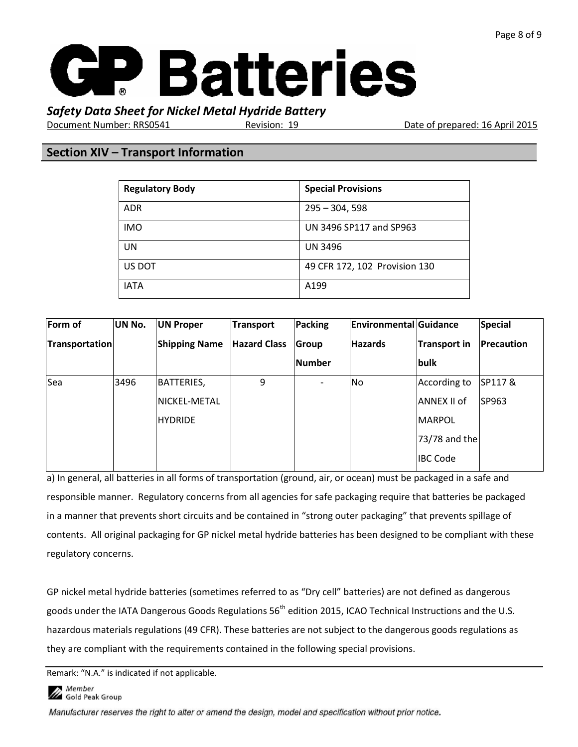## Section XIV – Transport Information

| Regulatory Body | Special Provisions |
|---|---|
| ADR | 295 – 304, 598 |
| IMO | UN 3496 SP117 and SP963 |
| UN | UN 3496 |
| US DOT | 49 CFR 172, 102 Provision 130 |
| IATA | A199 |

| Form of Transportation | UN No. | UN Proper Shipping Name | Transport Hazard Class | Packing Group Number | Environmental Hazards | Guidance Transport in bulk | Special Precaution |
|---|---|---|---|---|---|---|---|
| Sea | 3496 | BATTERIES, NICKEL-METAL HYDRIDE | 9 | - | No | According to ANNEX II of MARPOL 73/78 and the IBC Code | SP117 & SP963 |

a) In general, all batteries in all forms of transportation (ground, air, or ocean) must be packaged in a safe and responsible manner. Regulatory concerns from all agencies for safe packaging require that batteries be packaged in a manner that prevents short circuits and be contained in "strong outer packaging" that prevents spillage of contents. All original packaging for GP nickel metal hydride batteries has been designed to be compliant with these regulatory concerns.

GP nickel metal hydride batteries (sometimes referred to as "Dry cell" batteries) are not defined as dangerous goods under the IATA Dangerous Goods Regulations 56th edition 2015, ICAO Technical Instructions and the U.S. hazardous materials regulations (49 CFR). These batteries are not subject to the dangerous goods regulations as they are compliant with the requirements contained in the following special provisions.

Remark: "N.A." is indicated if not applicable.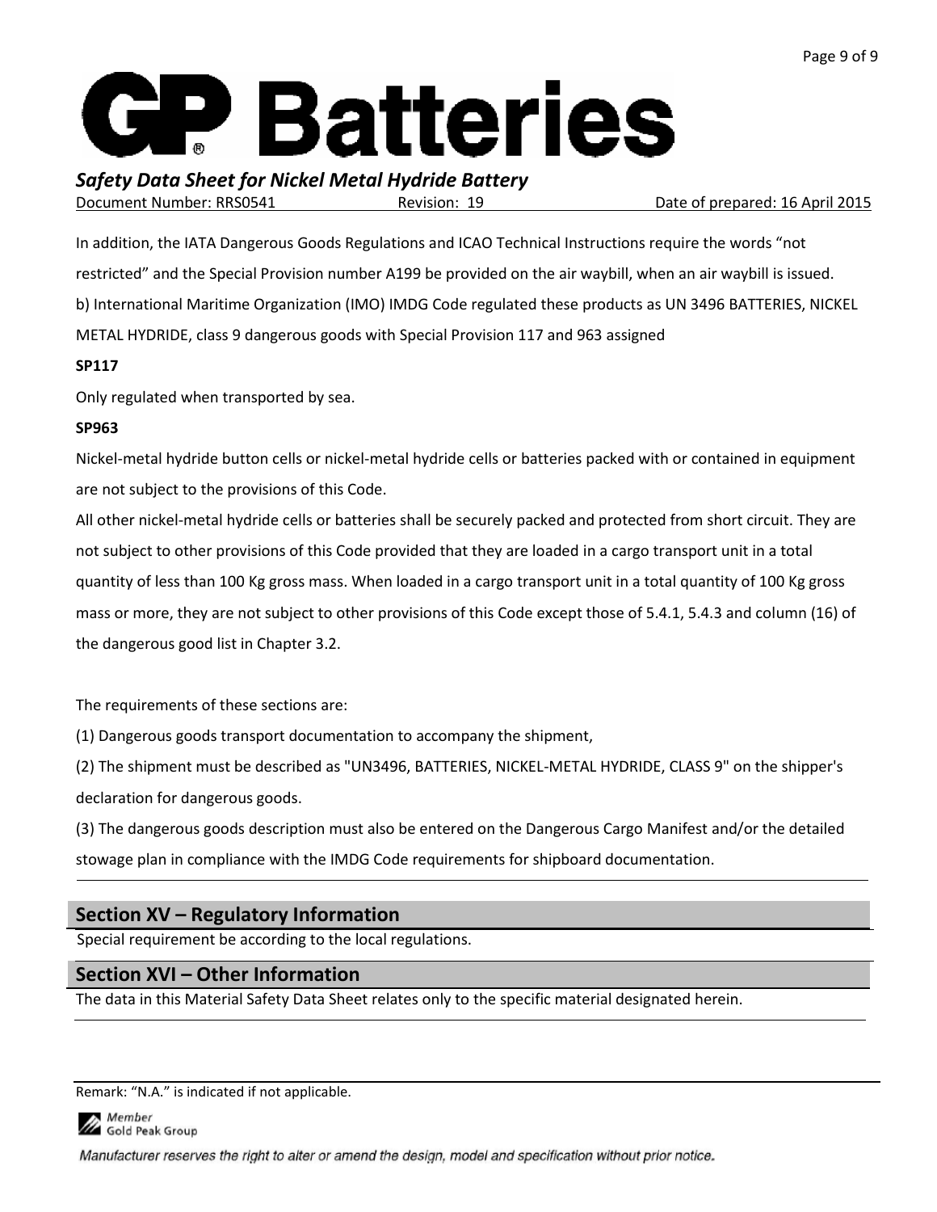In addition, the IATA Dangerous Goods Regulations and ICAO Technical Instructions require the words “not restricted” and the Special Provision number A199 be provided on the air waybill, when an air waybill is issued.

b) International Maritime Organization (IMO) IMDG Code regulated these products as UN 3496 BATTERIES, NICKEL METAL HYDRIDE, class 9 dangerous goods with Special Provision 117 and 963 assigned

**SP117**

Only regulated when transported by sea.

**SP963**

Nickel-metal hydride button cells or nickel-metal hydride cells or batteries packed with or contained in equipment are not subject to the provisions of this Code.

All other nickel-metal hydride cells or batteries shall be securely packed and protected from short circuit. They are not subject to other provisions of this Code provided that they are loaded in a cargo transport unit in a total quantity of less than 100 Kg gross mass. When loaded in a cargo transport unit in a total quantity of 100 Kg gross mass or more, they are not subject to other provisions of this Code except those of 5.4.1, 5.4.3 and column (16) of the dangerous good list in Chapter 3.2.

The requirements of these sections are:

(1) Dangerous goods transport documentation to accompany the shipment,

(2) The shipment must be described as "UN3496, BATTERIES, NICKEL-METAL HYDRIDE, CLASS 9" on the shipper's declaration for dangerous goods.

(3) The dangerous goods description must also be entered on the Dangerous Cargo Manifest and/or the detailed stowage plan in compliance with the IMDG Code requirements for shipboard documentation.

## Section XV – Regulatory Information

Special requirement be according to the local regulations.

## Section XVI – Other Information

The data in this Material Safety Data Sheet relates only to the specific material designated herein.

Remark: “N.A.” is indicated if not applicable.